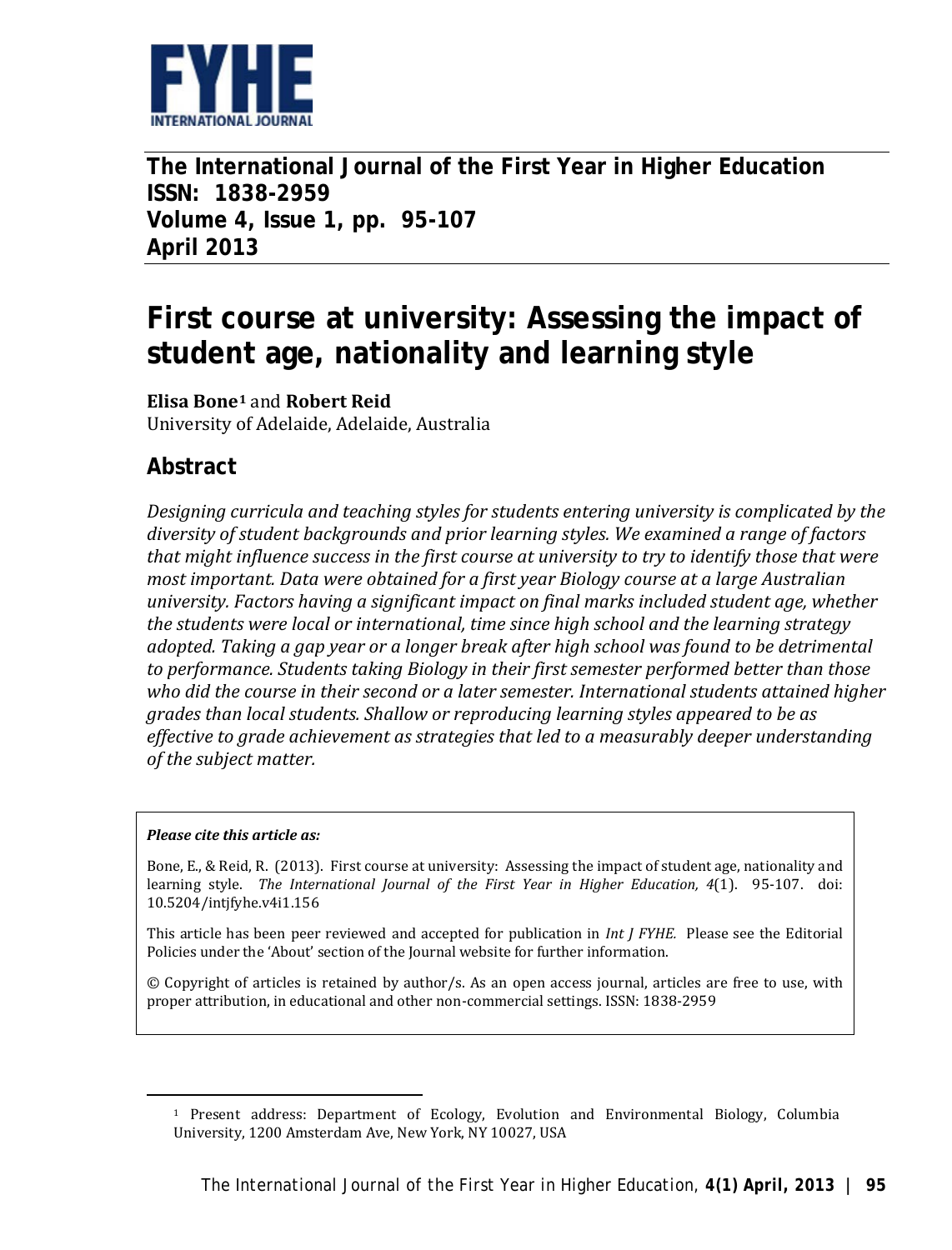**The International Journal of the First Year in Higher Education**
**ISSN: 1838-2959**
**Volume 4, Issue 1, pp. 95-107**
**April 2013**

# First course at university: Assessing the impact of student age, nationality and learning style

**Elisa Bone**[1] and **Robert Reid**
University of Adelaide, Adelaide, Australia

## Abstract

*Designing curricula and teaching styles for students entering university is complicated by the diversity of student backgrounds and prior learning styles. We examined a range of factors that might influence success in the first course at university to try to identify those that were most important. Data were obtained for a first year Biology course at a large Australian university. Factors having a significant impact on final marks included student age, whether the students were local or international, time since high school and the learning strategy adopted. Taking a gap year or a longer break after high school was found to be detrimental to performance. Students taking Biology in their first semester performed better than those who did the course in their second or a later semester. International students attained higher grades than local students. Shallow or reproducing learning styles appeared to be as effective to grade achievement as strategies that led to a measurably deeper understanding of the subject matter.*

***Please cite this article as:***

Bone, E., & Reid, R. (2013). First course at university: Assessing the impact of student age, nationality and learning style. *The International Journal of the First Year in Higher Education, 4*(1). 95-107. doi: 10.5204/intjfyhe.v4i1.156

This article has been peer reviewed and accepted for publication in *Int J FYHE.* Please see the Editorial Policies under the 'About' section of the Journal website for further information.

© Copyright of articles is retained by author/s. As an open access journal, articles are free to use, with proper attribution, in educational and other non-commercial settings. ISSN: 1838-2959

---

[1] Present address: Department of Ecology, Evolution and Environmental Biology, Columbia University, 1200 Amsterdam Ave, New York, NY 10027, USA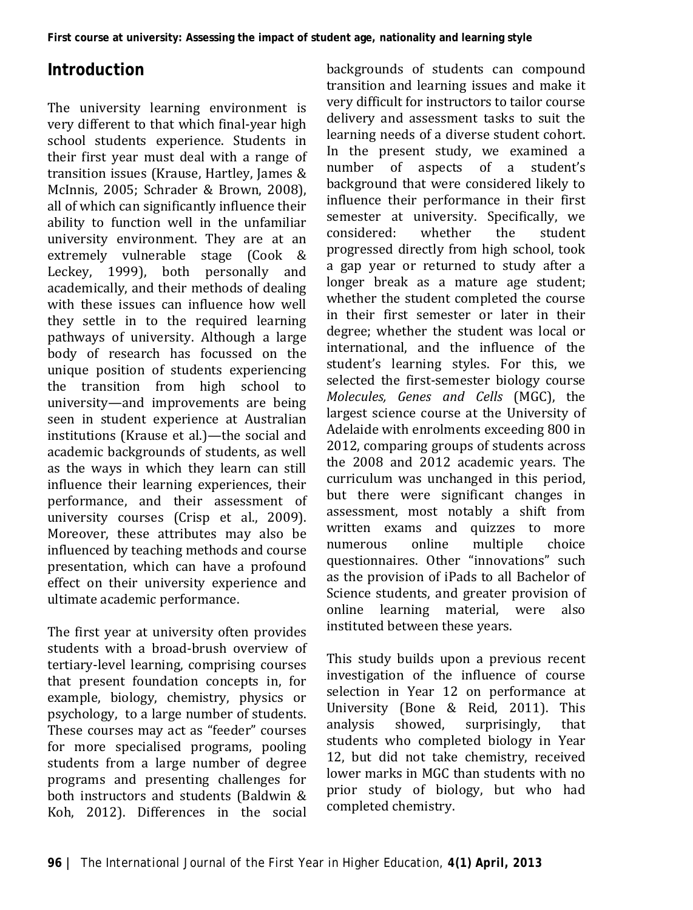## Introduction

The university learning environment is very different to that which final-year high school students experience. Students in their first year must deal with a range of transition issues (Krause, Hartley, James & McInnis, 2005; Schrader & Brown, 2008), all of which can significantly influence their ability to function well in the unfamiliar university environment. They are at an extremely vulnerable stage (Cook & Leckey, 1999), both personally and academically, and their methods of dealing with these issues can influence how well they settle in to the required learning pathways of university. Although a large body of research has focussed on the unique position of students experiencing the transition from high school to university—and improvements are being seen in student experience at Australian institutions (Krause et al.)—the social and academic backgrounds of students, as well as the ways in which they learn can still influence their learning experiences, their performance, and their assessment of university courses (Crisp et al., 2009). Moreover, these attributes may also be influenced by teaching methods and course presentation, which can have a profound effect on their university experience and ultimate academic performance.

The first year at university often provides students with a broad-brush overview of tertiary-level learning, comprising courses that present foundation concepts in, for example, biology, chemistry, physics or psychology, to a large number of students. These courses may act as "feeder" courses for more specialised programs, pooling students from a large number of degree programs and presenting challenges for both instructors and students (Baldwin & Koh, 2012). Differences in the social backgrounds of students can compound transition and learning issues and make it very difficult for instructors to tailor course delivery and assessment tasks to suit the learning needs of a diverse student cohort. In the present study, we examined a number of aspects of a student's background that were considered likely to influence their performance in their first semester at university. Specifically, we considered: whether the student progressed directly from high school, took a gap year or returned to study after a longer break as a mature age student; whether the student completed the course in their first semester or later in their degree; whether the student was local or international, and the influence of the student's learning styles. For this, we selected the first-semester biology course *Molecules, Genes and Cells* (MGC), the largest science course at the University of Adelaide with enrolments exceeding 800 in 2012, comparing groups of students across the 2008 and 2012 academic years. The curriculum was unchanged in this period, but there were significant changes in assessment, most notably a shift from written exams and quizzes to more numerous online multiple choice questionnaires. Other "innovations" such as the provision of iPads to all Bachelor of Science students, and greater provision of online learning material, were also instituted between these years.

This study builds upon a previous recent investigation of the influence of course selection in Year 12 on performance at University (Bone & Reid, 2011). This analysis showed, surprisingly, that students who completed biology in Year 12, but did not take chemistry, received lower marks in MGC than students with no prior study of biology, but who had completed chemistry.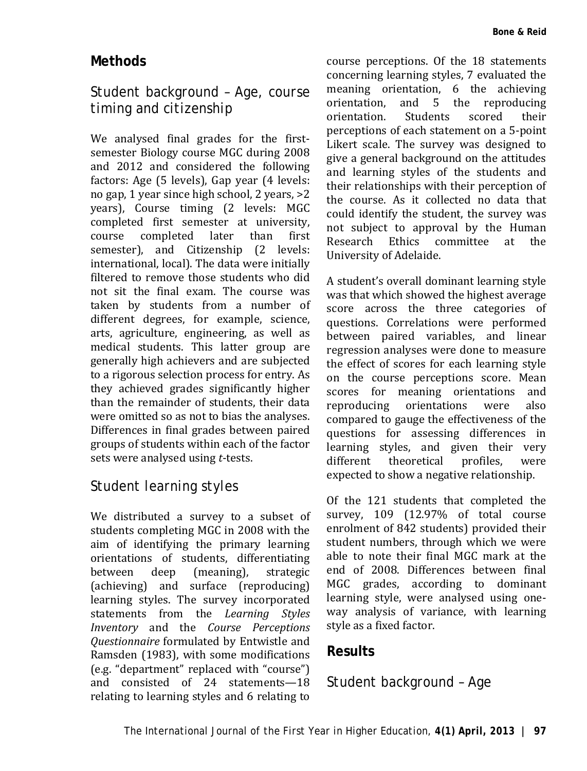## Methods

### Student background – Age, course timing and citizenship

We analysed final grades for the first-semester Biology course MGC during 2008 and 2012 and considered the following factors: Age (5 levels), Gap year (4 levels: no gap, 1 year since high school, 2 years, >2 years), Course timing (2 levels: MGC completed first semester at university, course completed later than first semester), and Citizenship (2 levels: international, local). The data were initially filtered to remove those students who did not sit the final exam. The course was taken by students from a number of different degrees, for example, science, arts, agriculture, engineering, as well as medical students. This latter group are generally high achievers and are subjected to a rigorous selection process for entry. As they achieved grades significantly higher than the remainder of students, their data were omitted so as not to bias the analyses. Differences in final grades between paired groups of students within each of the factor sets were analysed using *t*-tests.

### Student learning styles

We distributed a survey to a subset of students completing MGC in 2008 with the aim of identifying the primary learning orientations of students, differentiating between deep (meaning), strategic (achieving) and surface (reproducing) learning styles. The survey incorporated statements from the *Learning Styles Inventory* and the *Course Perceptions Questionnaire* formulated by Entwistle and Ramsden (1983), with some modifications (e.g. "department" replaced with "course") and consisted of 24 statements—18 relating to learning styles and 6 relating to course perceptions. Of the 18 statements concerning learning styles, 7 evaluated the meaning orientation, 6 the achieving orientation, and 5 the reproducing orientation. Students scored their perceptions of each statement on a 5-point Likert scale. The survey was designed to give a general background on the attitudes and learning styles of the students and their relationships with their perception of the course. As it collected no data that could identify the student, the survey was not subject to approval by the Human Research Ethics committee at the University of Adelaide.

A student's overall dominant learning style was that which showed the highest average score across the three categories of questions. Correlations were performed between paired variables, and linear regression analyses were done to measure the effect of scores for each learning style on the course perceptions score. Mean scores for meaning orientations and reproducing orientations were also compared to gauge the effectiveness of the questions for assessing differences in learning styles, and given their very different theoretical profiles, were expected to show a negative relationship.

Of the 121 students that completed the survey, 109 (12.97% of total course enrolment of 842 students) provided their student numbers, through which we were able to note their final MGC mark at the end of 2008. Differences between final MGC grades, according to dominant learning style, were analysed using one-way analysis of variance, with learning style as a fixed factor.

## Results

### Student background – Age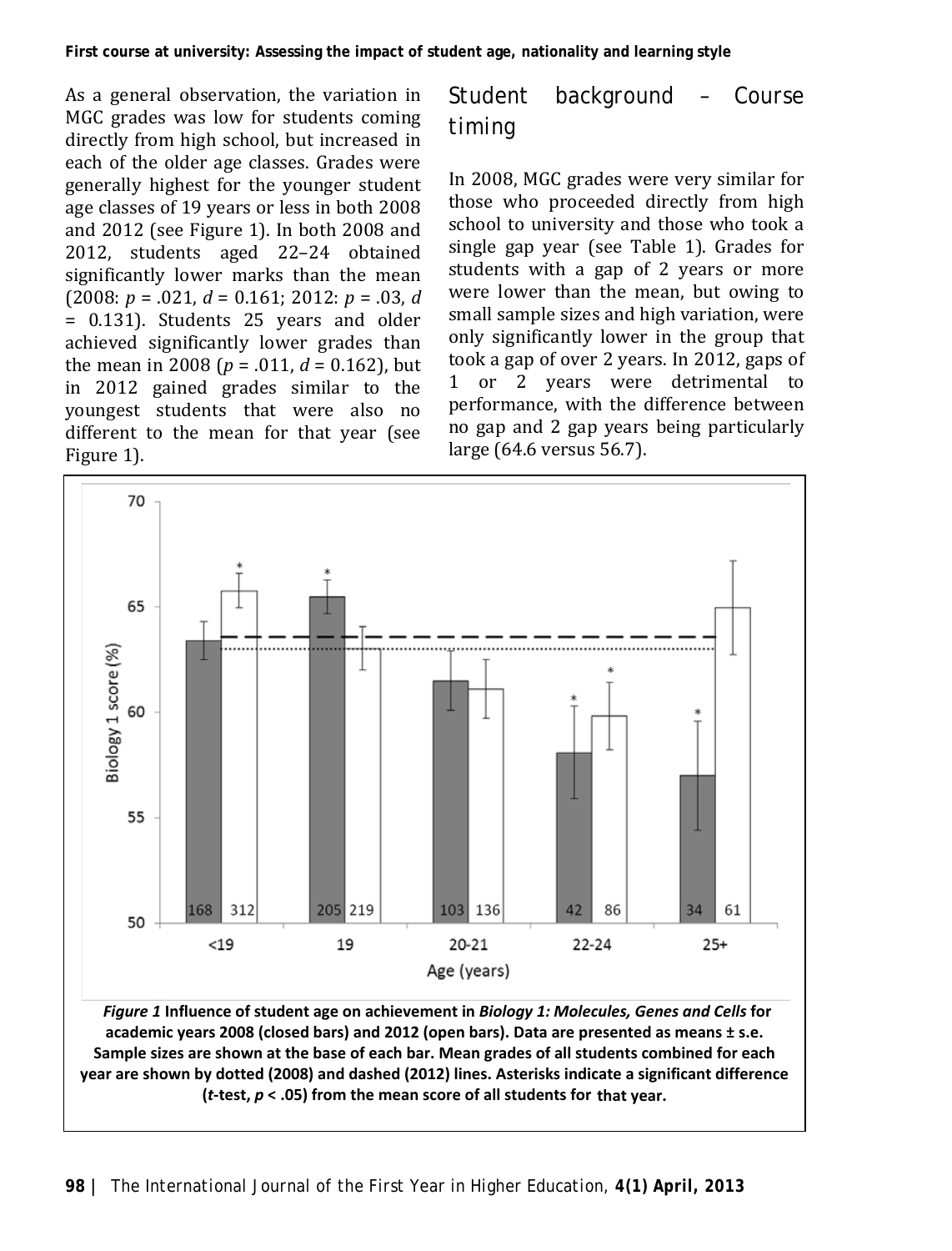As a general observation, the variation in MGC grades was low for students coming directly from high school, but increased in each of the older age classes. Grades were generally highest for the younger student age classes of 19 years or less in both 2008 and 2012 (see Figure 1). In both 2008 and 2012, students aged 22–24 obtained significantly lower marks than the mean (2008: $p = .021$, $d = 0.161$; 2012: $p = .03$, $d = 0.131$). Students 25 years and older achieved significantly lower grades than the mean in 2008 ($p = .011$, $d = 0.162$), but in 2012 gained grades similar to the youngest students that were also no different to the mean for that year (see Figure 1).

## Student background – Course timing

In 2008, MGC grades were very similar for those who proceeded directly from high school to university and those who took a single gap year (see Table 1). Grades for students with a gap of 2 years or more were lower than the mean, but owing to small sample sizes and high variation, were only significantly lower in the group that took a gap of over 2 years. In 2012, gaps of 1 or 2 years were detrimental to performance, with the difference between no gap and 2 gap years being particularly large (64.6 versus 56.7).

***Figure 1*** **Influence of student age on achievement in *Biology 1: Molecules, Genes and Cells* for academic years 2008 (closed bars) and 2012 (open bars). Data are presented as means ± s.e. Sample sizes are shown at the base of each bar. Mean grades of all students combined for each year are shown by dotted (2008) and dashed (2012) lines. Asterisks indicate a significant difference (*t*-test, $p < .05$) from the mean score of all students for that year.**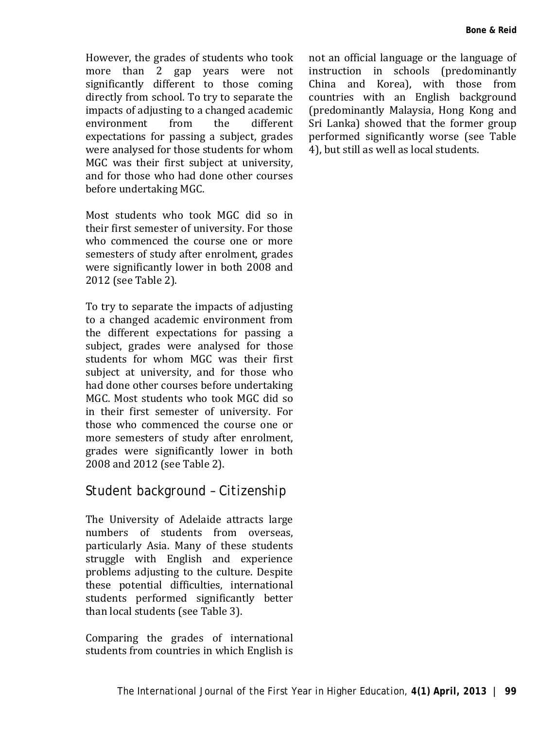However, the grades of students who took more than 2 gap years were not significantly different to those coming directly from school. To try to separate the impacts of adjusting to a changed academic environment from the different expectations for passing a subject, grades were analysed for those students for whom MGC was their first subject at university, and for those who had done other courses before undertaking MGC.

Most students who took MGC did so in their first semester of university. For those who commenced the course one or more semesters of study after enrolment, grades were significantly lower in both 2008 and 2012 (see Table 2).

To try to separate the impacts of adjusting to a changed academic environment from the different expectations for passing a subject, grades were analysed for those students for whom MGC was their first subject at university, and for those who had done other courses before undertaking MGC. Most students who took MGC did so in their first semester of university. For those who commenced the course one or more semesters of study after enrolment, grades were significantly lower in both 2008 and 2012 (see Table 2).

## Student background – Citizenship

The University of Adelaide attracts large numbers of students from overseas, particularly Asia. Many of these students struggle with English and experience problems adjusting to the culture. Despite these potential difficulties, international students performed significantly better than local students (see Table 3).

Comparing the grades of international students from countries in which English is not an official language or the language of instruction in schools (predominantly China and Korea), with those from countries with an English background (predominantly Malaysia, Hong Kong and Sri Lanka) showed that the former group performed significantly worse (see Table 4), but still as well as local students.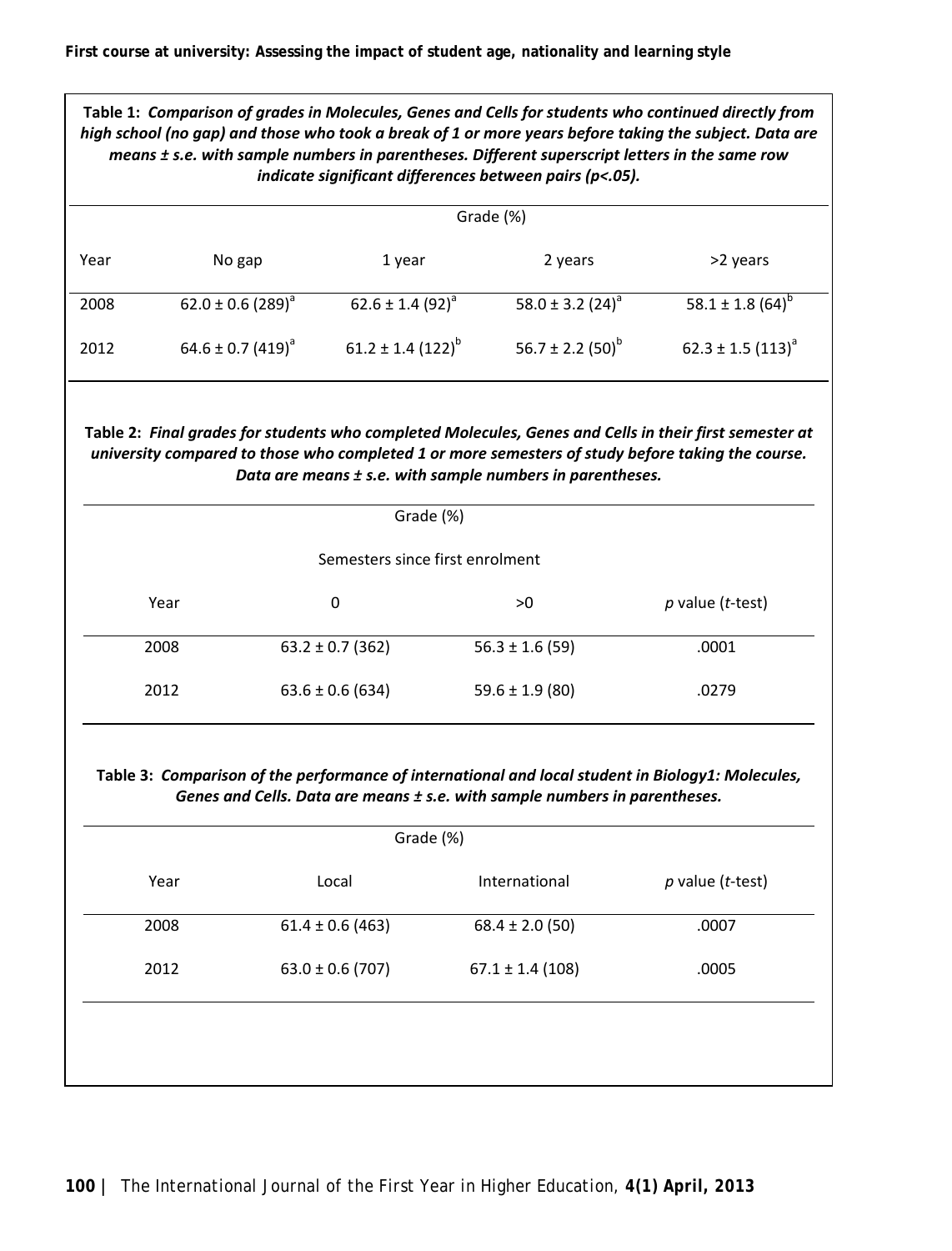**Table 1:** ***Comparison of grades in Molecules, Genes and Cells for students who continued directly from high school (no gap) and those who took a break of 1 or more years before taking the subject. Data are means ± s.e. with sample numbers in parentheses. Different superscript letters in the same row indicate significant differences between pairs (p<.05).***

| | Grade (%) | | | |
|---|---|---|---|---|
| Year | No gap | 1 year | 2 years | >2 years |
| 2008 | 62.0 ± 0.6 (289)[a] | 62.6 ± 1.4 (92)[a] | 58.0 ± 3.2 (24)[a] | 58.1 ± 1.8 (64)[b] |
| 2012 | 64.6 ± 0.7 (419)[a] | 61.2 ± 1.4 (122)[b] | 56.7 ± 2.2 (50)[b] | 62.3 ± 1.5 (113)[a] |

**Table 2:** ***Final grades for students who completed Molecules, Genes and Cells in their first semester at university compared to those who completed 1 or more semesters of study before taking the course. Data are means ± s.e. with sample numbers in parentheses.***

| | Grade (%) | | |
|---|---|---|---|
| | Semesters since first enrolment | | |
| Year | 0 | >0 | *p* value (*t*-test) |
| 2008 | 63.2 ± 0.7 (362) | 56.3 ± 1.6 (59) | .0001 |
| 2012 | 63.6 ± 0.6 (634) | 59.6 ± 1.9 (80) | .0279 |

**Table 3:** ***Comparison of the performance of international and local student in Biology1: Molecules, Genes and Cells. Data are means ± s.e. with sample numbers in parentheses.***

| | Grade (%) | | |
|---|---|---|---|
| Year | Local | International | *p* value (*t*-test) |
| 2008 | 61.4 ± 0.6 (463) | 68.4 ± 2.0 (50) | .0007 |
| 2012 | 63.0 ± 0.6 (707) | 67.1 ± 1.4 (108) | .0005 |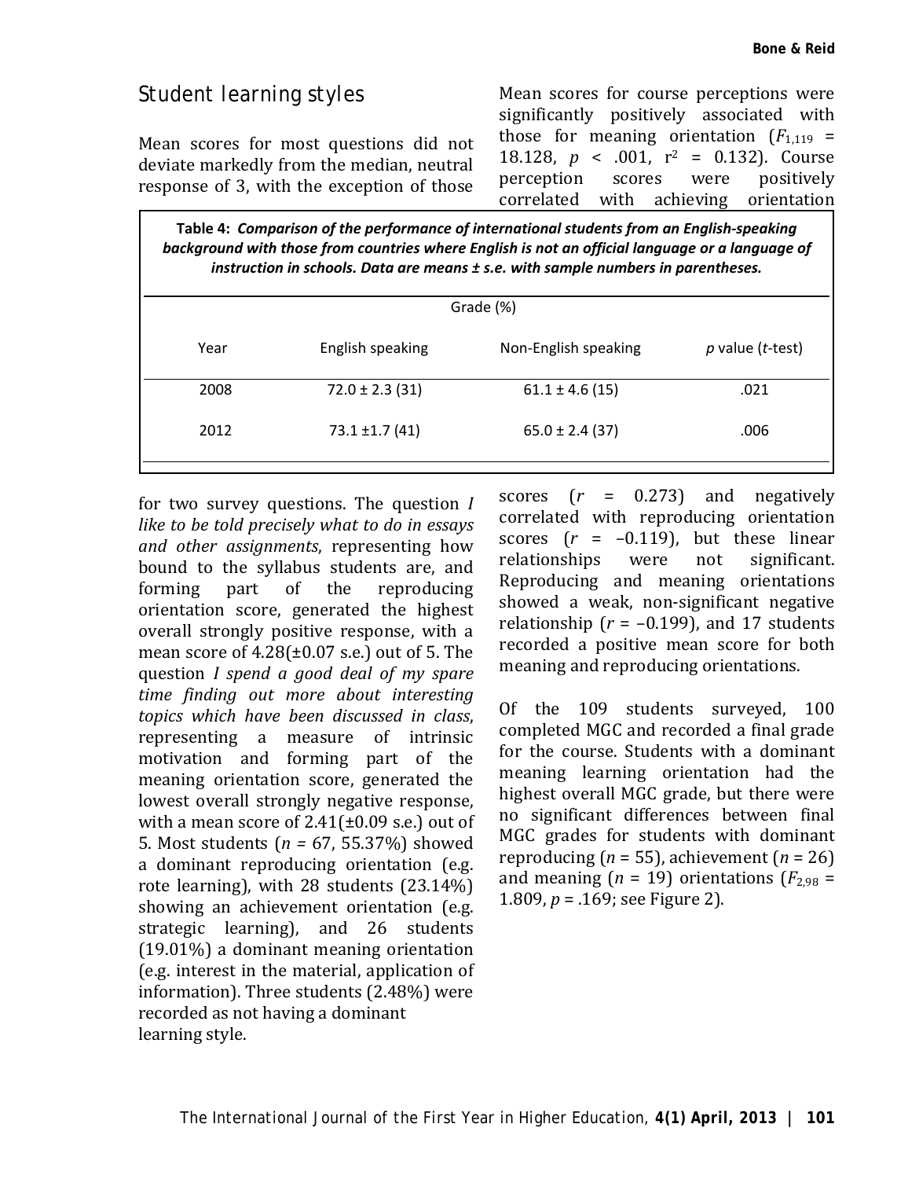## Student learning styles

Mean scores for most questions did not deviate markedly from the median, neutral response of 3, with the exception of those for two survey questions. The question *I like to be told precisely what to do in essays and other assignments*, representing how bound to the syllabus students are, and forming part of the reproducing orientation score, generated the highest overall strongly positive response, with a mean score of 4.28(±0.07 s.e.) out of 5. The question *I spend a good deal of my spare time finding out more about interesting topics which have been discussed in class*, representing a measure of intrinsic motivation and forming part of the meaning orientation score, generated the lowest overall strongly negative response, with a mean score of 2.41(±0.09 s.e.) out of 5. Most students ($n$ = 67, 55.37%) showed a dominant reproducing orientation (e.g. rote learning), with 28 students (23.14%) showing an achievement orientation (e.g. strategic learning), and 26 students (19.01%) a dominant meaning orientation (e.g. interest in the material, application of information). Three students (2.48%) were recorded as not having a dominant learning style.

**Table 4:** ***Comparison of the performance of international students from an English-speaking background with those from countries where English is not an official language or a language of instruction in schools. Data are means ± s.e. with sample numbers in parentheses.***

| | Grade (%) | | |
|---|---|---|---|
| Year | English speaking | Non-English speaking | *p* value (*t*-test) |
| 2008 | 72.0 ± 2.3 (31) | 61.1 ± 4.6 (15) | .021 |
| 2012 | 73.1 ±1.7 (41) | 65.0 ± 2.4 (37) | .006 |

Mean scores for course perceptions were significantly positively associated with those for meaning orientation ($F_{1,119}$ = 18.128, $p$ < .001, $r^2$ = 0.132). Course perception scores were positively correlated with achieving orientation scores ($r$ = 0.273) and negatively correlated with reproducing orientation scores ($r$ = –0.119), but these linear relationships were not significant. Reproducing and meaning orientations showed a weak, non-significant negative relationship ($r$ = –0.199), and 17 students recorded a positive mean score for both meaning and reproducing orientations.

Of the 109 students surveyed, 100 completed MGC and recorded a final grade for the course. Students with a dominant meaning learning orientation had the highest overall MGC grade, but there were no significant differences between final MGC grades for students with dominant reproducing ($n$ = 55), achievement ($n$ = 26) and meaning ($n$ = 19) orientations ($F_{2,98}$ = 1.809, $p$ = .169; see Figure 2).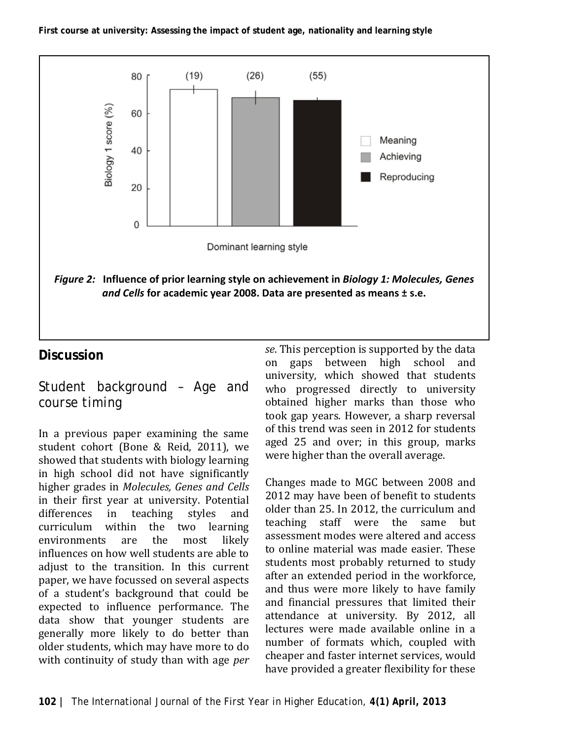*Figure 2:* **Influence of prior learning style on achievement in *Biology 1: Molecules, Genes and Cells* for academic year 2008. Data are presented as means ± s.e.**

## Discussion

### Student background – Age and course timing

In a previous paper examining the same student cohort (Bone & Reid, 2011), we showed that students with biology learning in high school did not have significantly higher grades in *Molecules, Genes and Cells* in their first year at university. Potential differences in teaching styles and curriculum within the two learning environments are the most likely influences on how well students are able to adjust to the transition. In this current paper, we have focussed on several aspects of a student's background that could be expected to influence performance. The data show that younger students are generally more likely to do better than older students, which may have more to do with continuity of study than with age *per se*. This perception is supported by the data on gaps between high school and university, which showed that students who progressed directly to university obtained higher marks than those who took gap years. However, a sharp reversal of this trend was seen in 2012 for students aged 25 and over; in this group, marks were higher than the overall average.

Changes made to MGC between 2008 and 2012 may have been of benefit to students older than 25. In 2012, the curriculum and teaching staff were the same but assessment modes were altered and access to online material was made easier. These students most probably returned to study after an extended period in the workforce, and thus were more likely to have family and financial pressures that limited their attendance at university. By 2012, all lectures were made available online in a number of formats which, coupled with cheaper and faster internet services, would have provided a greater flexibility for these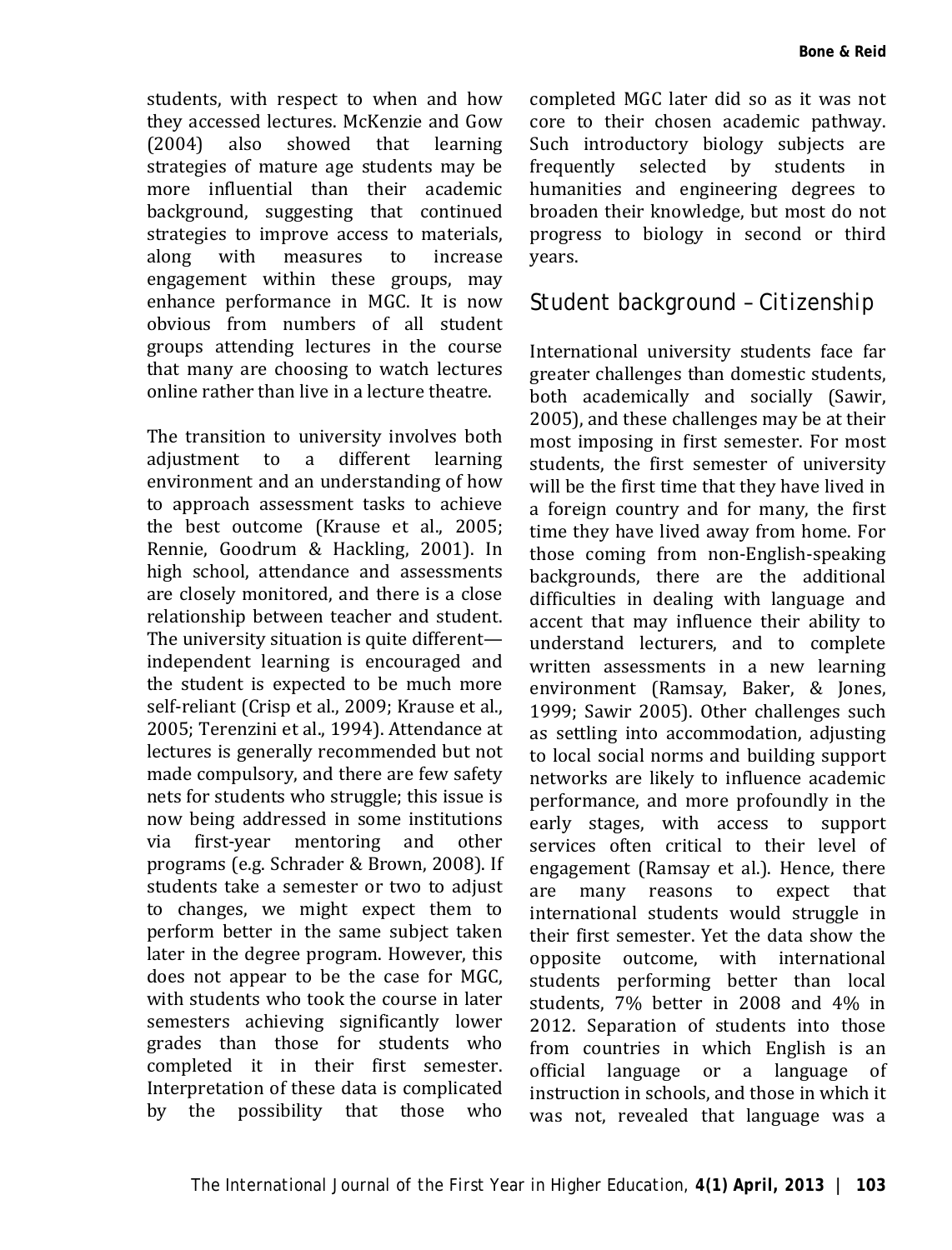students, with respect to when and how they accessed lectures. McKenzie and Gow (2004) also showed that learning strategies of mature age students may be more influential than their academic background, suggesting that continued strategies to improve access to materials, along with measures to increase engagement within these groups, may enhance performance in MGC. It is now obvious from numbers of all student groups attending lectures in the course that many are choosing to watch lectures online rather than live in a lecture theatre.

The transition to university involves both adjustment to a different learning environment and an understanding of how to approach assessment tasks to achieve the best outcome (Krause et al., 2005; Rennie, Goodrum & Hackling, 2001). In high school, attendance and assessments are closely monitored, and there is a close relationship between teacher and student. The university situation is quite different—independent learning is encouraged and the student is expected to be much more self-reliant (Crisp et al., 2009; Krause et al., 2005; Terenzini et al., 1994). Attendance at lectures is generally recommended but not made compulsory, and there are few safety nets for students who struggle; this issue is now being addressed in some institutions via first-year mentoring and other programs (e.g. Schrader & Brown, 2008). If students take a semester or two to adjust to changes, we might expect them to perform better in the same subject taken later in the degree program. However, this does not appear to be the case for MGC, with students who took the course in later semesters achieving significantly lower grades than those for students who completed it in their first semester. Interpretation of these data is complicated by the possibility that those who completed MGC later did so as it was not core to their chosen academic pathway. Such introductory biology subjects are frequently selected by students in humanities and engineering degrees to broaden their knowledge, but most do not progress to biology in second or third years.

## Student background – Citizenship

International university students face far greater challenges than domestic students, both academically and socially (Sawir, 2005), and these challenges may be at their most imposing in first semester. For most students, the first semester of university will be the first time that they have lived in a foreign country and for many, the first time they have lived away from home. For those coming from non-English-speaking backgrounds, there are the additional difficulties in dealing with language and accent that may influence their ability to understand lecturers, and to complete written assessments in a new learning environment (Ramsay, Baker, & Jones, 1999; Sawir 2005). Other challenges such as settling into accommodation, adjusting to local social norms and building support networks are likely to influence academic performance, and more profoundly in the early stages, with access to support services often critical to their level of engagement (Ramsay et al.). Hence, there are many reasons to expect that international students would struggle in their first semester. Yet the data show the opposite outcome, with international students performing better than local students, 7% better in 2008 and 4% in 2012. Separation of students into those from countries in which English is an official language or a language of instruction in schools, and those in which it was not, revealed that language was a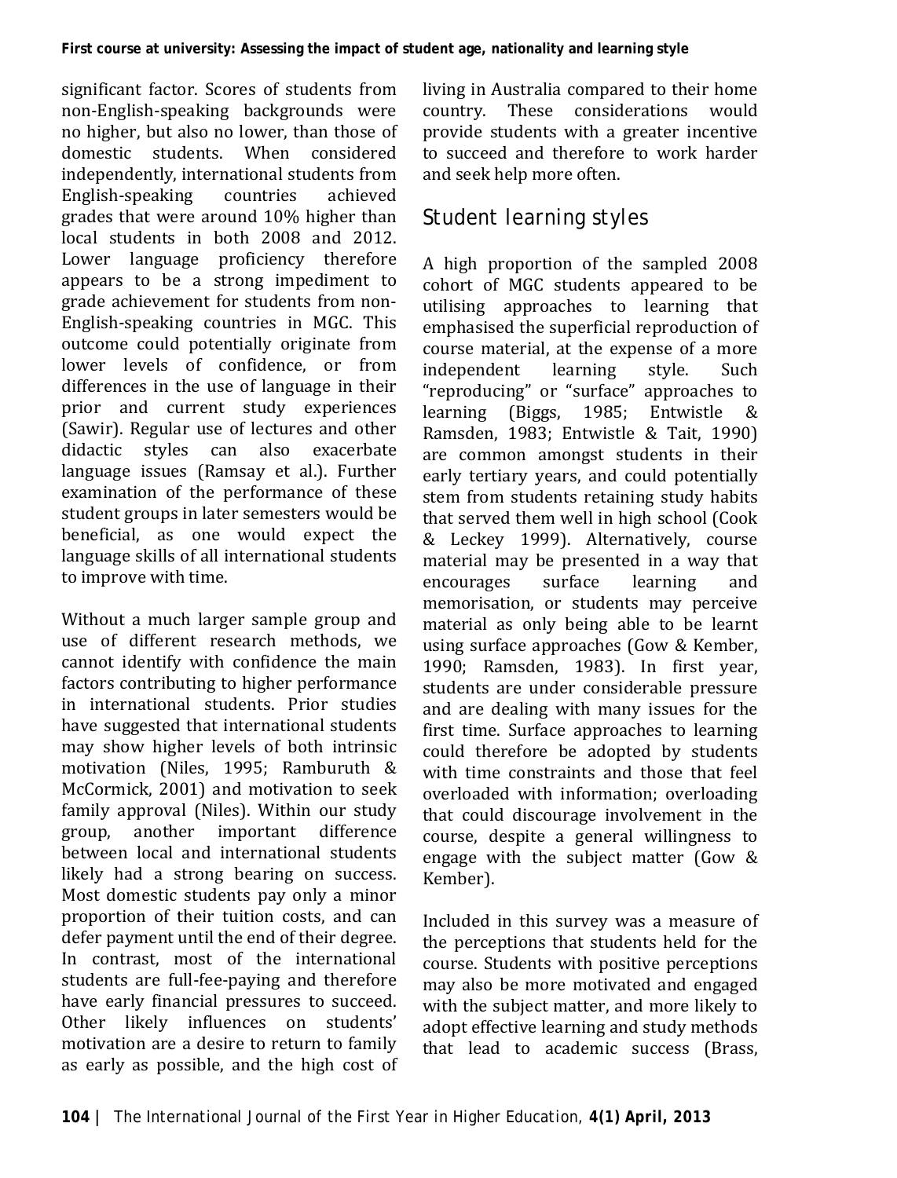significant factor. Scores of students from non-English-speaking backgrounds were no higher, but also no lower, than those of domestic students. When considered independently, international students from English-speaking countries achieved grades that were around 10% higher than local students in both 2008 and 2012. Lower language proficiency therefore appears to be a strong impediment to grade achievement for students from non-English-speaking countries in MGC. This outcome could potentially originate from lower levels of confidence, or from differences in the use of language in their prior and current study experiences (Sawir). Regular use of lectures and other didactic styles can also exacerbate language issues (Ramsay et al.). Further examination of the performance of these student groups in later semesters would be beneficial, as one would expect the language skills of all international students to improve with time.

Without a much larger sample group and use of different research methods, we cannot identify with confidence the main factors contributing to higher performance in international students. Prior studies have suggested that international students may show higher levels of both intrinsic motivation (Niles, 1995; Ramburuth & McCormick, 2001) and motivation to seek family approval (Niles). Within our study group, another important difference between local and international students likely had a strong bearing on success. Most domestic students pay only a minor proportion of their tuition costs, and can defer payment until the end of their degree. In contrast, most of the international students are full-fee-paying and therefore have early financial pressures to succeed. Other likely influences on students' motivation are a desire to return to family as early as possible, and the high cost of living in Australia compared to their home country. These considerations would provide students with a greater incentive to succeed and therefore to work harder and seek help more often.

## Student learning styles

A high proportion of the sampled 2008 cohort of MGC students appeared to be utilising approaches to learning that emphasised the superficial reproduction of course material, at the expense of a more independent learning style. Such "reproducing" or "surface" approaches to learning (Biggs, 1985; Entwistle & Ramsden, 1983; Entwistle & Tait, 1990) are common amongst students in their early tertiary years, and could potentially stem from students retaining study habits that served them well in high school (Cook & Leckey 1999). Alternatively, course material may be presented in a way that encourages surface learning and memorisation, or students may perceive material as only being able to be learnt using surface approaches (Gow & Kember, 1990; Ramsden, 1983). In first year, students are under considerable pressure and are dealing with many issues for the first time. Surface approaches to learning could therefore be adopted by students with time constraints and those that feel overloaded with information; overloading that could discourage involvement in the course, despite a general willingness to engage with the subject matter (Gow & Kember).

Included in this survey was a measure of the perceptions that students held for the course. Students with positive perceptions may also be more motivated and engaged with the subject matter, and more likely to adopt effective learning and study methods that lead to academic success (Brass,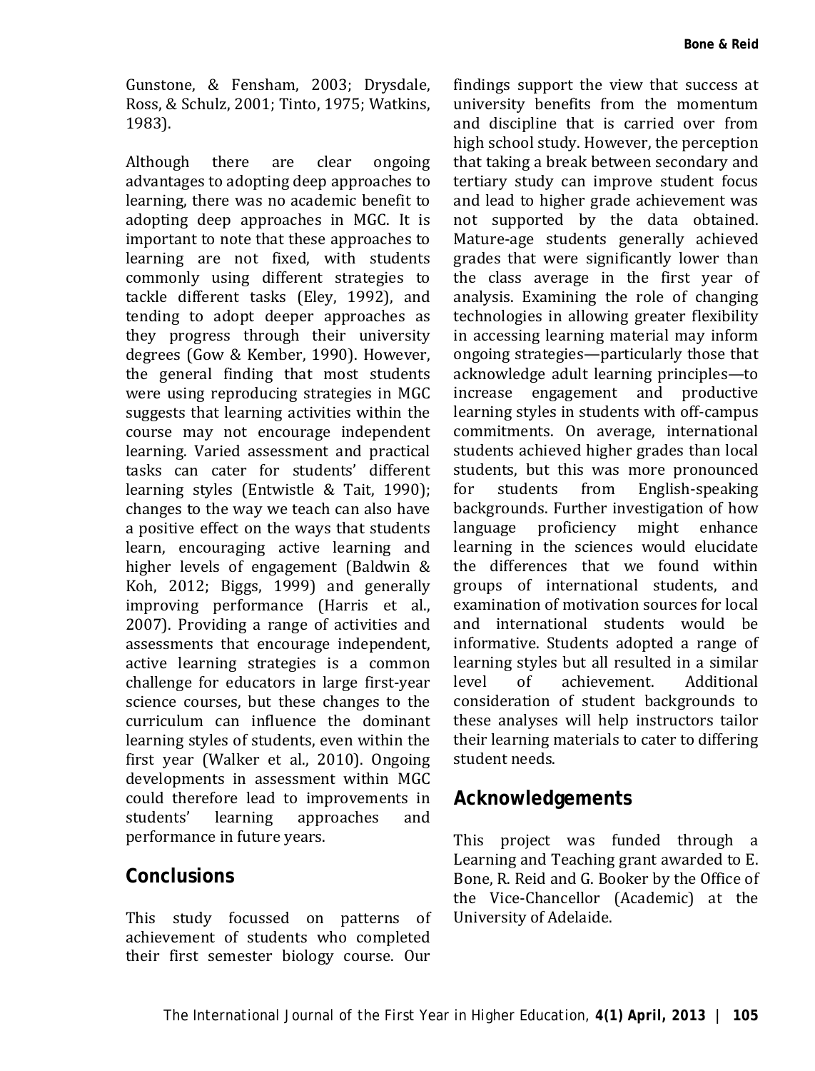Gunstone, & Fensham, 2003; Drysdale, Ross, & Schulz, 2001; Tinto, 1975; Watkins, 1983).

Although there are clear ongoing advantages to adopting deep approaches to learning, there was no academic benefit to adopting deep approaches in MGC. It is important to note that these approaches to learning are not fixed, with students commonly using different strategies to tackle different tasks (Eley, 1992), and tending to adopt deeper approaches as they progress through their university degrees (Gow & Kember, 1990). However, the general finding that most students were using reproducing strategies in MGC suggests that learning activities within the course may not encourage independent learning. Varied assessment and practical tasks can cater for students' different learning styles (Entwistle & Tait, 1990); changes to the way we teach can also have a positive effect on the ways that students learn, encouraging active learning and higher levels of engagement (Baldwin & Koh, 2012; Biggs, 1999) and generally improving performance (Harris et al., 2007). Providing a range of activities and assessments that encourage independent, active learning strategies is a common challenge for educators in large first-year science courses, but these changes to the curriculum can influence the dominant learning styles of students, even within the first year (Walker et al., 2010). Ongoing developments in assessment within MGC could therefore lead to improvements in students' learning approaches and performance in future years.

## Conclusions

This study focussed on patterns of achievement of students who completed their first semester biology course. Our findings support the view that success at university benefits from the momentum and discipline that is carried over from high school study. However, the perception that taking a break between secondary and tertiary study can improve student focus and lead to higher grade achievement was not supported by the data obtained. Mature-age students generally achieved grades that were significantly lower than the class average in the first year of analysis. Examining the role of changing technologies in allowing greater flexibility in accessing learning material may inform ongoing strategies—particularly those that acknowledge adult learning principles—to increase engagement and productive learning styles in students with off-campus commitments. On average, international students achieved higher grades than local students, but this was more pronounced for students from English-speaking backgrounds. Further investigation of how language proficiency might enhance learning in the sciences would elucidate the differences that we found within groups of international students, and examination of motivation sources for local and international students would be informative. Students adopted a range of learning styles but all resulted in a similar level of achievement. Additional consideration of student backgrounds to these analyses will help instructors tailor their learning materials to cater to differing student needs.

## Acknowledgements

This project was funded through a Learning and Teaching grant awarded to E. Bone, R. Reid and G. Booker by the Office of the Vice-Chancellor (Academic) at the University of Adelaide.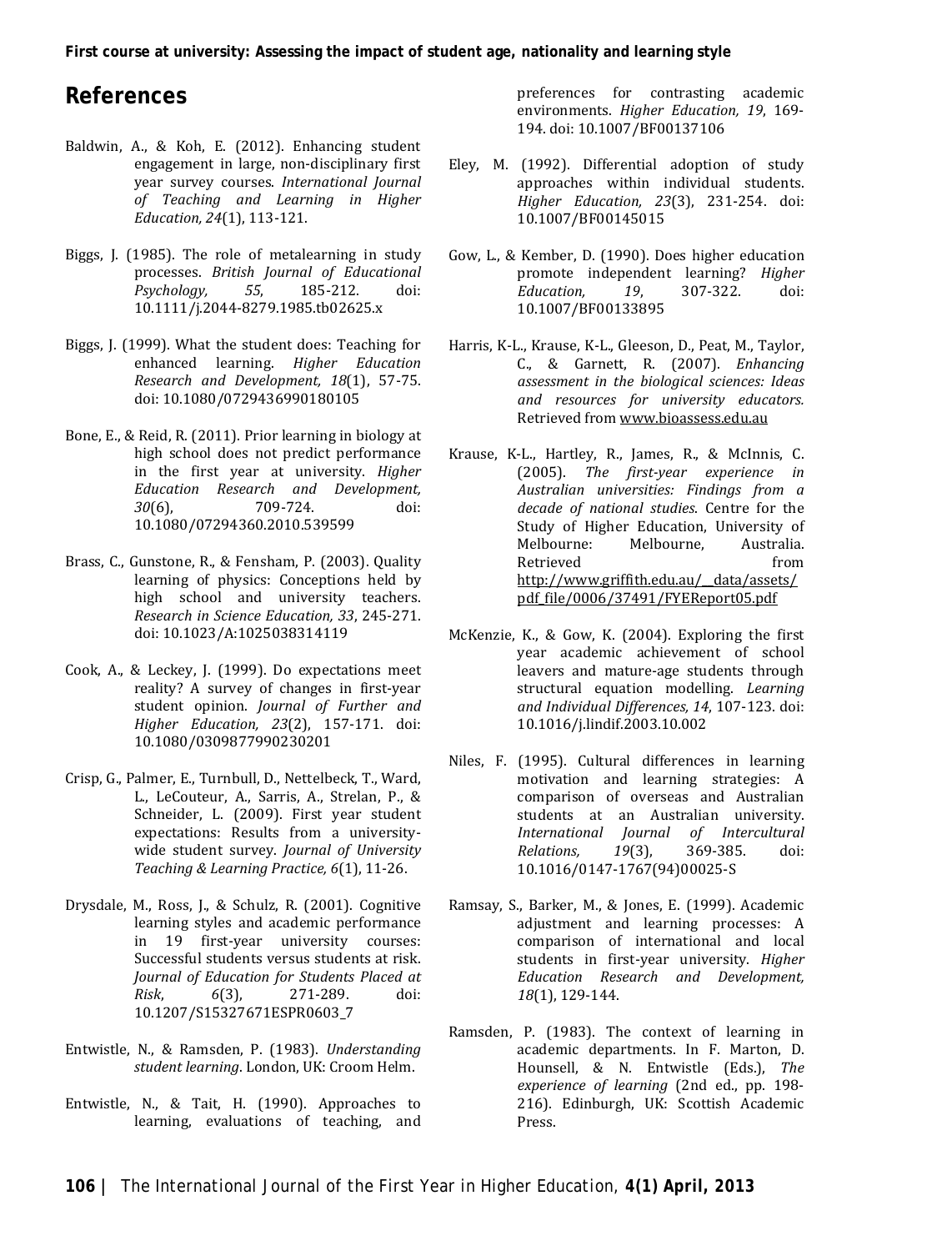## References

Baldwin, A., & Koh, E. (2012). Enhancing student engagement in large, non-disciplinary first year survey courses. *International Journal of Teaching and Learning in Higher Education, 24*(1), 113-121.

Biggs, J. (1985). The role of metalearning in study processes. *British Journal of Educational Psychology, 55*, 185-212. doi: 10.1111/j.2044-8279.1985.tb02625.x

Biggs, J. (1999). What the student does: Teaching for enhanced learning. *Higher Education Research and Development, 18*(1), 57-75. doi: 10.1080/0729436990180105

Bone, E., & Reid, R. (2011). Prior learning in biology at high school does not predict performance in the first year at university. *Higher Education Research and Development, 30*(6), 709-724. doi: 10.1080/07294360.2010.539599

Brass, C., Gunstone, R., & Fensham, P. (2003). Quality learning of physics: Conceptions held by high school and university teachers. *Research in Science Education, 33*, 245-271. doi: 10.1023/A:1025038314119

Cook, A., & Leckey, J. (1999). Do expectations meet reality? A survey of changes in first-year student opinion. *Journal of Further and Higher Education, 23*(2), 157-171. doi: 10.1080/0309877990230201

Crisp, G., Palmer, E., Turnbull, D., Nettelbeck, T., Ward, L., LeCouteur, A., Sarris, A., Strelan, P., & Schneider, L. (2009). First year student expectations: Results from a university-wide student survey. *Journal of University Teaching & Learning Practice, 6*(1), 11-26.

Drysdale, M., Ross, J., & Schulz, R. (2001). Cognitive learning styles and academic performance in 19 first-year university courses: Successful students versus students at risk. *Journal of Education for Students Placed at Risk*, *6*(3), 271-289. doi: 10.1207/S15327671ESPR0603_7

Entwistle, N., & Ramsden, P. (1983). *Understanding student learning*. London, UK: Croom Helm.

Entwistle, N., & Tait, H. (1990). Approaches to learning, evaluations of teaching, and preferences for contrasting academic environments. *Higher Education, 19*, 169-194. doi: 10.1007/BF00137106

Eley, M. (1992). Differential adoption of study approaches within individual students. *Higher Education, 23*(3), 231-254. doi: 10.1007/BF00145015

Gow, L., & Kember, D. (1990). Does higher education promote independent learning? *Higher Education, 19*, 307-322. doi: 10.1007/BF00133895

Harris, K-L., Krause, K-L., Gleeson, D., Peat, M., Taylor, C., & Garnett, R. (2007). *Enhancing assessment in the biological sciences: Ideas and resources for university educators.* Retrieved from www.bioassess.edu.au

Krause, K-L., Hartley, R., James, R., & McInnis, C. (2005). *The first-year experience in Australian universities: Findings from a decade of national studies*. Centre for the Study of Higher Education, University of Melbourne: Melbourne, Australia. Retrieved from http://www.griffith.edu.au/__data/assets/pdf_file/0006/37491/FYEReport05.pdf

McKenzie, K., & Gow, K. (2004). Exploring the first year academic achievement of school leavers and mature-age students through structural equation modelling. *Learning and Individual Differences, 14*, 107-123. doi: 10.1016/j.lindif.2003.10.002

Niles, F. (1995). Cultural differences in learning motivation and learning strategies: A comparison of overseas and Australian students at an Australian university. *International Journal of Intercultural Relations, 19*(3), 369-385. doi: 10.1016/0147-1767(94)00025-S

Ramsay, S., Barker, M., & Jones, E. (1999). Academic adjustment and learning processes: A comparison of international and local students in first-year university. *Higher Education Research and Development, 18*(1), 129-144.

Ramsden, P. (1983). The context of learning in academic departments. In F. Marton, D. Hounsell, & N. Entwistle (Eds.), *The experience of learning* (2nd ed., pp. 198-216). Edinburgh, UK: Scottish Academic Press.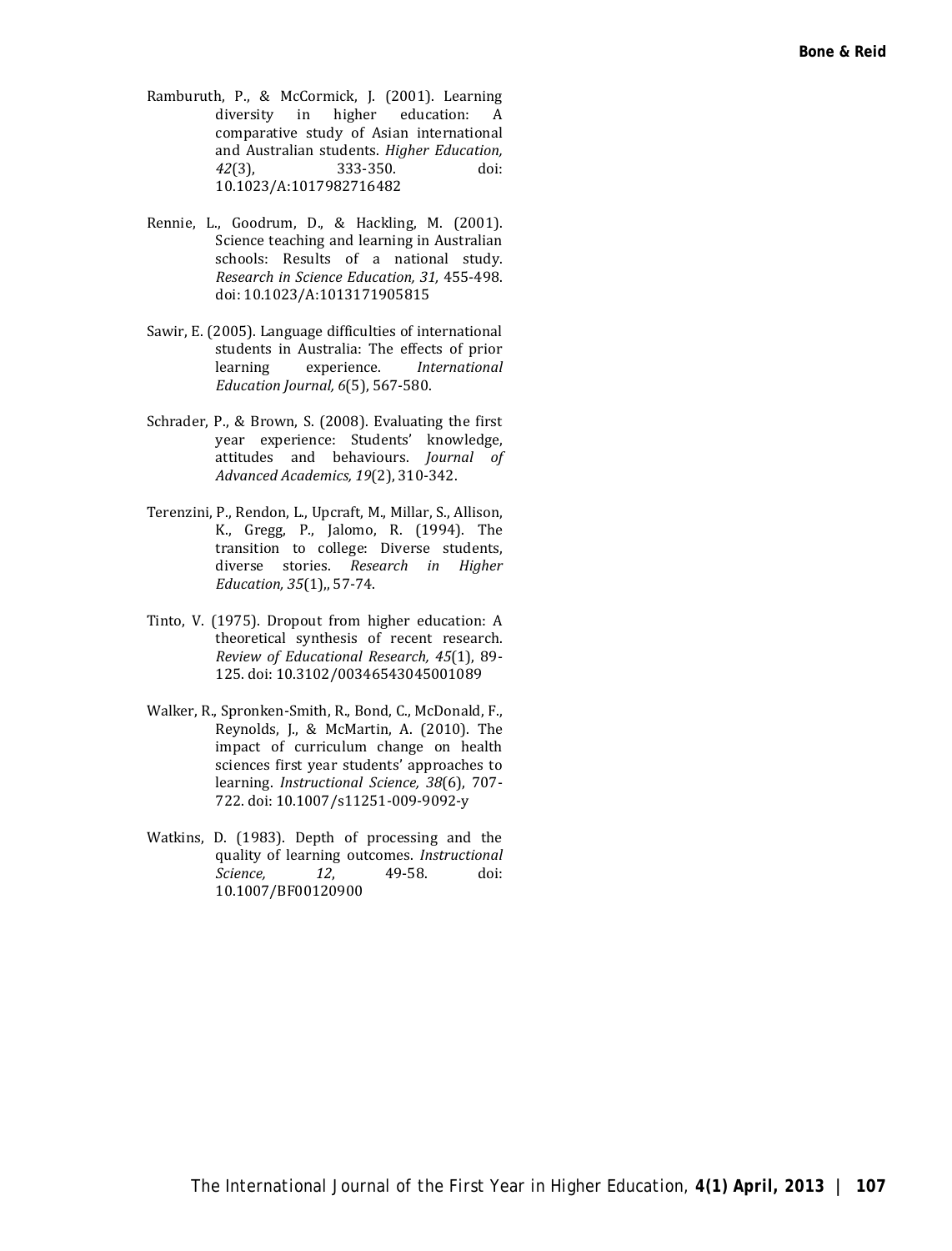Ramburuth, P., & McCormick, J. (2001). Learning diversity in higher education: A comparative study of Asian international and Australian students. *Higher Education, 42*(3), 333-350. doi: 10.1023/A:1017982716482

Rennie, L., Goodrum, D., & Hackling, M. (2001). Science teaching and learning in Australian schools: Results of a national study. *Research in Science Education, 31,* 455-498. doi: 10.1023/A:1013171905815

Sawir, E. (2005). Language difficulties of international students in Australia: The effects of prior learning experience. *International Education Journal, 6*(5), 567-580.

Schrader, P., & Brown, S. (2008). Evaluating the first year experience: Students' knowledge, attitudes and behaviours. *Journal of Advanced Academics, 19*(2), 310-342.

Terenzini, P., Rendon, L., Upcraft, M., Millar, S., Allison, K., Gregg, P., Jalomo, R. (1994). The transition to college: Diverse students, diverse stories. *Research in Higher Education, 35*(1),, 57-74.

Tinto, V. (1975). Dropout from higher education: A theoretical synthesis of recent research. *Review of Educational Research, 45*(1), 89-125. doi: 10.3102/00346543045001089

Walker, R., Spronken-Smith, R., Bond, C., McDonald, F., Reynolds, J., & McMartin, A. (2010). The impact of curriculum change on health sciences first year students' approaches to learning. *Instructional Science, 38*(6), 707-722. doi: 10.1007/s11251-009-9092-y

Watkins, D. (1983). Depth of processing and the quality of learning outcomes. *Instructional Science, 12*, 49-58. doi: 10.1007/BF00120900